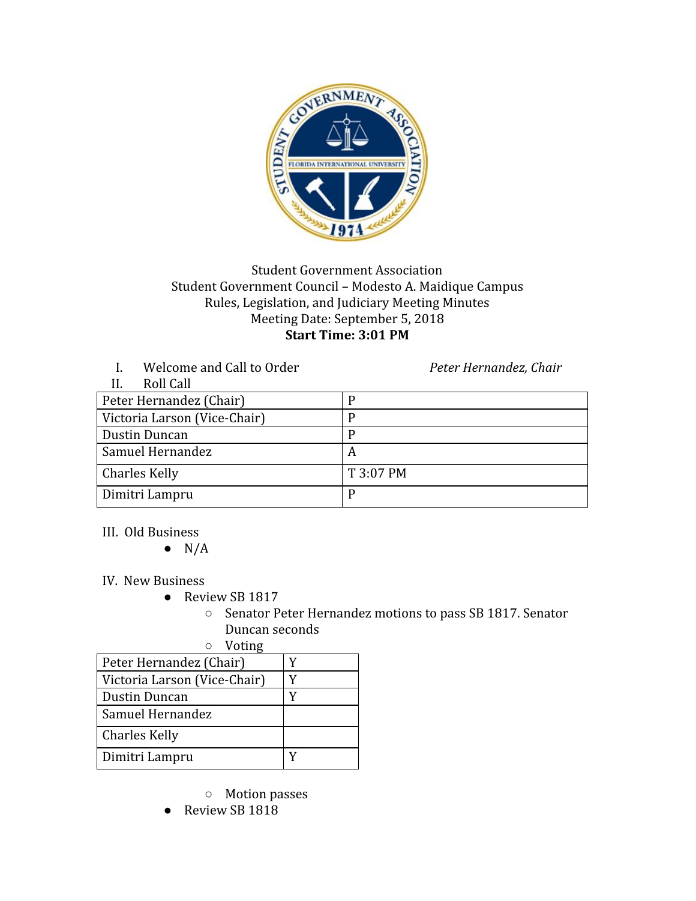Student Government Association
Student Government Council – Modesto A. Maidique Campus
Rules, Legislation, and Judiciary Meeting Minutes
Meeting Date: September 5, 2018
**Start Time: 3:01 PM**

I. Welcome and Call to Order *Peter Hernandez, Chair*

II. Roll Call

| Peter Hernandez (Chair) | P |
|---|---|
| Victoria Larson (Vice-Chair) | P |
| Dustin Duncan | P |
| Samuel Hernandez | A |
| Charles Kelly | T 3:07 PM |
| Dimitri Lampru | P |

III. Old Business

- N/A

IV. New Business

- Review SB 1817
  - Senator Peter Hernandez motions to pass SB 1817. Senator Duncan seconds
  - Voting

| Peter Hernandez (Chair) | Y |
|---|---|
| Victoria Larson (Vice-Chair) | Y |
| Dustin Duncan | Y |
| Samuel Hernandez | |
| Charles Kelly | |
| Dimitri Lampru | Y |

  - Motion passes
- Review SB 1818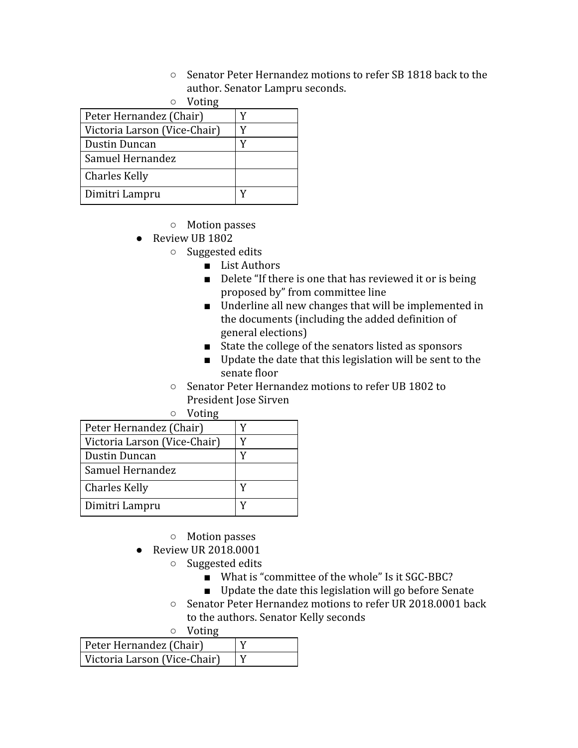- Senator Peter Hernandez motions to refer SB 1818 back to the author. Senator Lampru seconds.
- Voting

| Peter Hernandez (Chair) | Y |
|---|---|
| Victoria Larson (Vice-Chair) | Y |
| Dustin Duncan | Y |
| Samuel Hernandez | |
| Charles Kelly | |
| Dimitri Lampru | Y |

- Motion passes

- Review UB 1802
    - Suggested edits
        - List Authors
        - Delete "If there is one that has reviewed it or is being proposed by" from committee line
        - Underline all new changes that will be implemented in the documents (including the added definition of general elections)
        - State the college of the senators listed as sponsors
        - Update the date that this legislation will be sent to the senate floor
    - Senator Peter Hernandez motions to refer UB 1802 to President Jose Sirven
    - Voting

| Peter Hernandez (Chair) | Y |
|---|---|
| Victoria Larson (Vice-Chair) | Y |
| Dustin Duncan | Y |
| Samuel Hernandez | |
| Charles Kelly | Y |
| Dimitri Lampru | Y |

- Motion passes

- Review UR 2018.0001
    - Suggested edits
        - What is "committee of the whole" Is it SGC-BBC?
        - Update the date this legislation will go before Senate
    - Senator Peter Hernandez motions to refer UR 2018.0001 back to the authors. Senator Kelly seconds
    - Voting

| Peter Hernandez (Chair) | Y |
|---|---|
| Victoria Larson (Vice-Chair) | Y |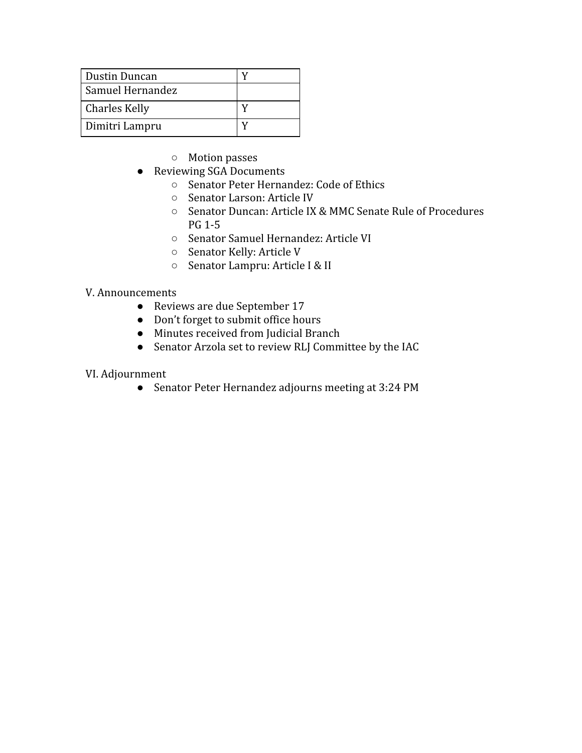| | |
|---|---|
| Dustin Duncan | Y |
| Samuel Hernandez | |
| Charles Kelly | Y |
| Dimitri Lampru | Y |

- Motion passes
- Reviewing SGA Documents
  - Senator Peter Hernandez: Code of Ethics
  - Senator Larson: Article IV
  - Senator Duncan: Article IX & MMC Senate Rule of Procedures PG 1-5
  - Senator Samuel Hernandez: Article VI
  - Senator Kelly: Article V
  - Senator Lampru: Article I & II

V. Announcements

- Reviews are due September 17
- Don't forget to submit office hours
- Minutes received from Judicial Branch
- Senator Arzola set to review RLJ Committee by the IAC

VI. Adjournment

- Senator Peter Hernandez adjourns meeting at 3:24 PM